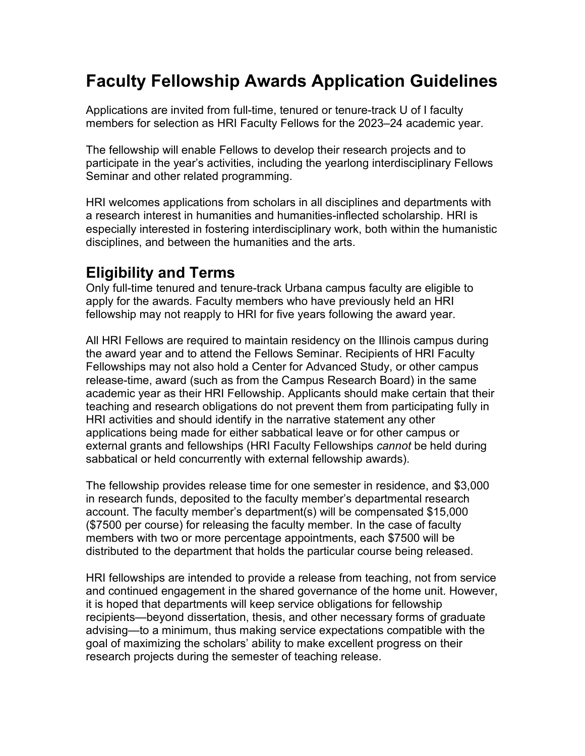# Faculty Fellowship Awards Application Guidelines

Applications are invited from full-time, tenured or tenure-track U of I faculty members for selection as HRI Faculty Fellows for the 2023–24 academic year.

The fellowship will enable Fellows to develop their research projects and to participate in the year's activities, including the yearlong interdisciplinary Fellows Seminar and other related programming.

HRI welcomes applications from scholars in all disciplines and departments with a research interest in humanities and humanities-inflected scholarship. HRI is especially interested in fostering interdisciplinary work, both within the humanistic disciplines, and between the humanities and the arts.

## Eligibility and Terms

Only full-time tenured and tenure-track Urbana campus faculty are eligible to apply for the awards. Faculty members who have previously held an HRI fellowship may not reapply to HRI for five years following the award year.

All HRI Fellows are required to maintain residency on the Illinois campus during the award year and to attend the Fellows Seminar. Recipients of HRI Faculty Fellowships may not also hold a Center for Advanced Study, or other campus release-time, award (such as from the Campus Research Board) in the same academic year as their HRI Fellowship. Applicants should make certain that their teaching and research obligations do not prevent them from participating fully in HRI activities and should identify in the narrative statement any other applications being made for either sabbatical leave or for other campus or external grants and fellowships (HRI Faculty Fellowships *cannot* be held during sabbatical or held concurrently with external fellowship awards).

The fellowship provides release time for one semester in residence, and $3,000 in research funds, deposited to the faculty member's departmental research account. The faculty member's department(s) will be compensated $15,000 ($7500 per course) for releasing the faculty member. In the case of faculty members with two or more percentage appointments, each $7500 will be distributed to the department that holds the particular course being released.

HRI fellowships are intended to provide a release from teaching, not from service and continued engagement in the shared governance of the home unit. However, it is hoped that departments will keep service obligations for fellowship recipients—beyond dissertation, thesis, and other necessary forms of graduate advising—to a minimum, thus making service expectations compatible with the goal of maximizing the scholars' ability to make excellent progress on their research projects during the semester of teaching release.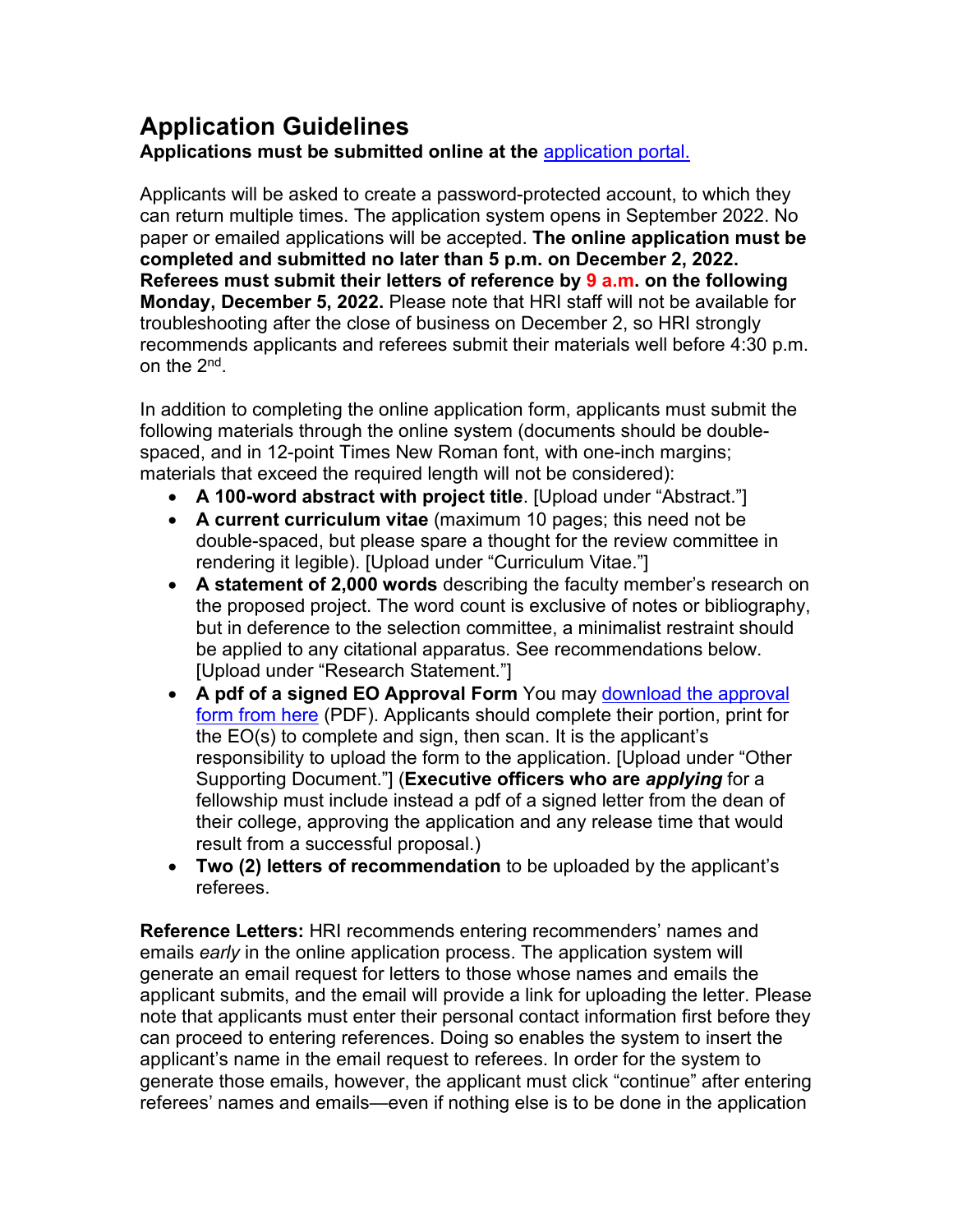## Application Guidelines

**Applications must be submitted online at the** [application portal.](application portal)

Applicants will be asked to create a password-protected account, to which they can return multiple times. The application system opens in September 2022. No paper or emailed applications will be accepted. **The online application must be completed and submitted no later than 5 p.m. on December 2, 2022. Referees must submit their letters of reference by 9 a.m. on the following Monday, December 5, 2022.** Please note that HRI staff will not be available for troubleshooting after the close of business on December 2, so HRI strongly recommends applicants and referees submit their materials well before 4:30 p.m. on the 2nd.

In addition to completing the online application form, applicants must submit the following materials through the online system (documents should be double-spaced, and in 12-point Times New Roman font, with one-inch margins; materials that exceed the required length will not be considered):

- **A 100-word abstract with project title**. [Upload under "Abstract."]
- **A current curriculum vitae** (maximum 10 pages; this need not be double-spaced, but please spare a thought for the review committee in rendering it legible). [Upload under "Curriculum Vitae."]
- **A statement of 2,000 words** describing the faculty member's research on the proposed project. The word count is exclusive of notes or bibliography, but in deference to the selection committee, a minimalist restraint should be applied to any citational apparatus. See recommendations below. [Upload under "Research Statement."]
- **A pdf of a signed EO Approval Form** You may download the approval form from here (PDF). Applicants should complete their portion, print for the EO(s) to complete and sign, then scan. It is the applicant's responsibility to upload the form to the application. [Upload under "Other Supporting Document."] (**Executive officers who are *applying*** for a fellowship must include instead a pdf of a signed letter from the dean of their college, approving the application and any release time that would result from a successful proposal.)
- **Two (2) letters of recommendation** to be uploaded by the applicant's referees.

**Reference Letters:** HRI recommends entering recommenders' names and emails *early* in the online application process. The application system will generate an email request for letters to those whose names and emails the applicant submits, and the email will provide a link for uploading the letter. Please note that applicants must enter their personal contact information first before they can proceed to entering references. Doing so enables the system to insert the applicant's name in the email request to referees. In order for the system to generate those emails, however, the applicant must click "continue" after entering referees' names and emails—even if nothing else is to be done in the application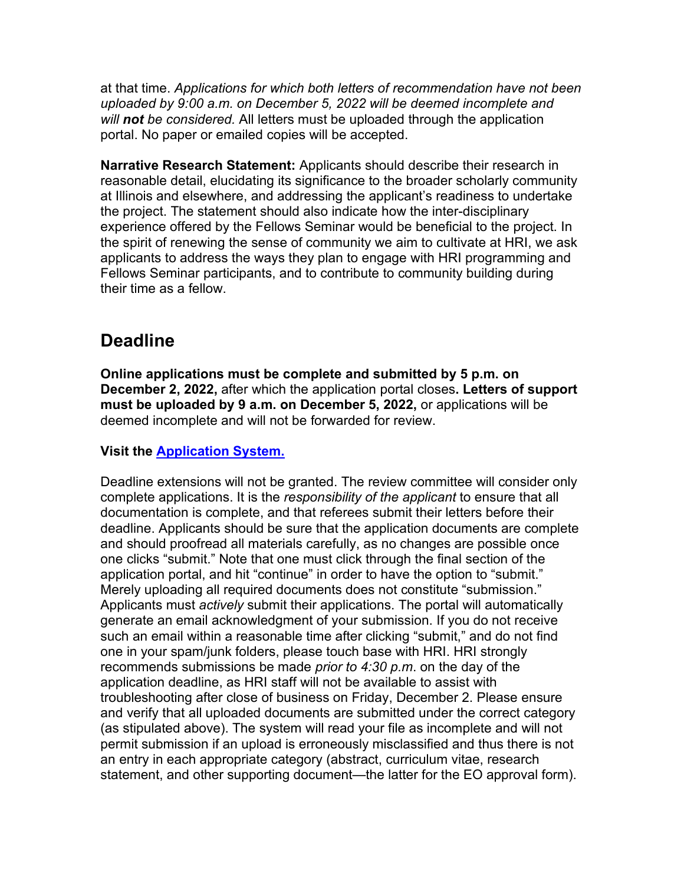at that time. *Applications for which both letters of recommendation have not been uploaded by 9:00 a.m. on December 5, 2022 will be deemed incomplete and will **not** be considered.* All letters must be uploaded through the application portal. No paper or emailed copies will be accepted.

**Narrative Research Statement:** Applicants should describe their research in reasonable detail, elucidating its significance to the broader scholarly community at Illinois and elsewhere, and addressing the applicant's readiness to undertake the project. The statement should also indicate how the inter-disciplinary experience offered by the Fellows Seminar would be beneficial to the project. In the spirit of renewing the sense of community we aim to cultivate at HRI, we ask applicants to address the ways they plan to engage with HRI programming and Fellows Seminar participants, and to contribute to community building during their time as a fellow.

## Deadline

**Online applications must be complete and submitted by 5 p.m. on December 2, 2022,** after which the application portal closes**. Letters of support must be uploaded by 9 a.m. on December 5, 2022,** or applications will be deemed incomplete and will not be forwarded for review.

**Visit the [Application System.](#)**

Deadline extensions will not be granted. The review committee will consider only complete applications. It is the *responsibility of the applicant* to ensure that all documentation is complete, and that referees submit their letters before their deadline. Applicants should be sure that the application documents are complete and should proofread all materials carefully, as no changes are possible once one clicks "submit." Note that one must click through the final section of the application portal, and hit "continue" in order to have the option to "submit." Merely uploading all required documents does not constitute "submission." Applicants must *actively* submit their applications. The portal will automatically generate an email acknowledgment of your submission. If you do not receive such an email within a reasonable time after clicking "submit," and do not find one in your spam/junk folders, please touch base with HRI. HRI strongly recommends submissions be made *prior to 4:30 p.m*. on the day of the application deadline, as HRI staff will not be available to assist with troubleshooting after close of business on Friday, December 2. Please ensure and verify that all uploaded documents are submitted under the correct category (as stipulated above). The system will read your file as incomplete and will not permit submission if an upload is erroneously misclassified and thus there is not an entry in each appropriate category (abstract, curriculum vitae, research statement, and other supporting document—the latter for the EO approval form).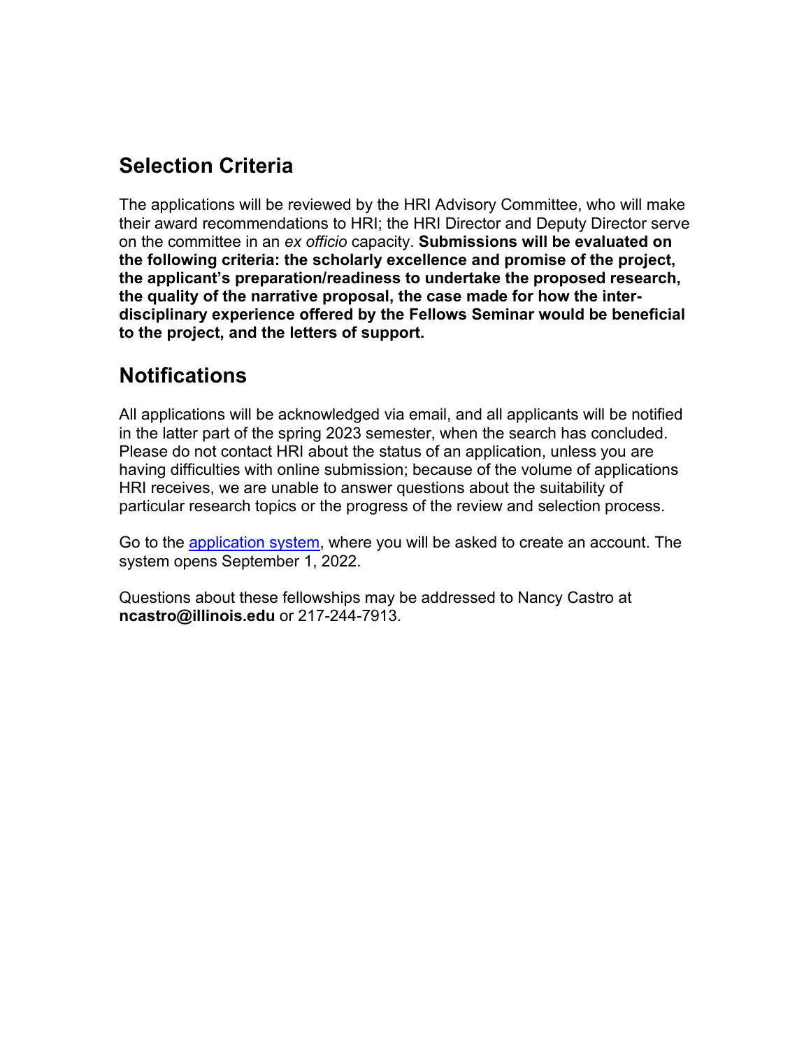## Selection Criteria

The applications will be reviewed by the HRI Advisory Committee, who will make their award recommendations to HRI; the HRI Director and Deputy Director serve on the committee in an *ex officio* capacity. **Submissions will be evaluated on the following criteria: the scholarly excellence and promise of the project, the applicant's preparation/readiness to undertake the proposed research, the quality of the narrative proposal, the case made for how the interdisciplinary experience offered by the Fellows Seminar would be beneficial to the project, and the letters of support.**

## Notifications

All applications will be acknowledged via email, and all applicants will be notified in the latter part of the spring 2023 semester, when the search has concluded. Please do not contact HRI about the status of an application, unless you are having difficulties with online submission; because of the volume of applications HRI receives, we are unable to answer questions about the suitability of particular research topics or the progress of the review and selection process.

Go to the [application system](), where you will be asked to create an account. The system opens September 1, 2022.

Questions about these fellowships may be addressed to Nancy Castro at **ncastro@illinois.edu** or 217-244-7913.